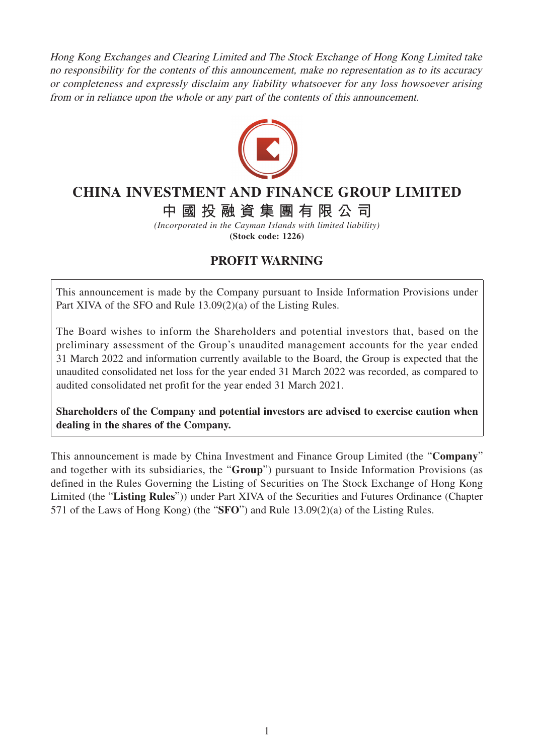*Hong Kong Exchanges and Clearing Limited and The Stock Exchange of Hong Kong Limited take no responsibility for the contents of this announcement, make no representation as to its accuracy or completeness and expressly disclaim any liability whatsoever for any loss howsoever arising from or in reliance upon the whole or any part of the contents of this announcement.*

# CHINA INVESTMENT AND FINANCE GROUP LIMITED

# 中國投融資集團有限公司

*(Incorporated in the Cayman Islands with limited liability)*

**(Stock code: 1226)**

## PROFIT WARNING

This announcement is made by the Company pursuant to Inside Information Provisions under Part XIVA of the SFO and Rule 13.09(2)(a) of the Listing Rules.

The Board wishes to inform the Shareholders and potential investors that, based on the preliminary assessment of the Group's unaudited management accounts for the year ended 31 March 2022 and information currently available to the Board, the Group is expected that the unaudited consolidated net loss for the year ended 31 March 2022 was recorded, as compared to audited consolidated net profit for the year ended 31 March 2021.

**Shareholders of the Company and potential investors are advised to exercise caution when dealing in the shares of the Company.**

This announcement is made by China Investment and Finance Group Limited (the "**Company**" and together with its subsidiaries, the "**Group**") pursuant to Inside Information Provisions (as defined in the Rules Governing the Listing of Securities on The Stock Exchange of Hong Kong Limited (the "**Listing Rules**")) under Part XIVA of the Securities and Futures Ordinance (Chapter 571 of the Laws of Hong Kong) (the "**SFO**") and Rule 13.09(2)(a) of the Listing Rules.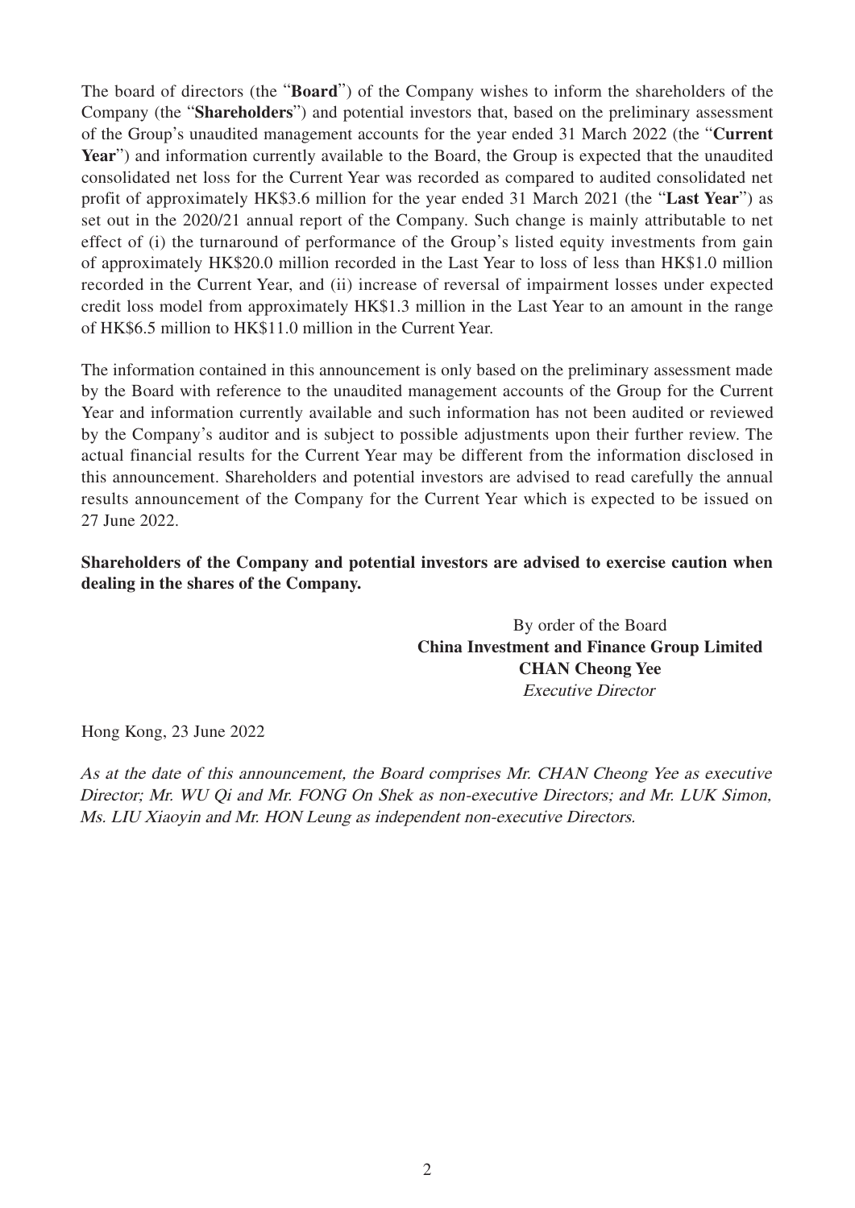The board of directors (the "**Board**") of the Company wishes to inform the shareholders of the Company (the "**Shareholders**") and potential investors that, based on the preliminary assessment of the Group's unaudited management accounts for the year ended 31 March 2022 (the "**Current Year**") and information currently available to the Board, the Group is expected that the unaudited consolidated net loss for the Current Year was recorded as compared to audited consolidated net profit of approximately HK$3.6 million for the year ended 31 March 2021 (the "**Last Year**") as set out in the 2020/21 annual report of the Company. Such change is mainly attributable to net effect of (i) the turnaround of performance of the Group's listed equity investments from gain of approximately HK$20.0 million recorded in the Last Year to loss of less than HK$1.0 million recorded in the Current Year, and (ii) increase of reversal of impairment losses under expected credit loss model from approximately HK$1.3 million in the Last Year to an amount in the range of HK$6.5 million to HK$11.0 million in the Current Year.

The information contained in this announcement is only based on the preliminary assessment made by the Board with reference to the unaudited management accounts of the Group for the Current Year and information currently available and such information has not been audited or reviewed by the Company's auditor and is subject to possible adjustments upon their further review. The actual financial results for the Current Year may be different from the information disclosed in this announcement. Shareholders and potential investors are advised to read carefully the annual results announcement of the Company for the Current Year which is expected to be issued on 27 June 2022.

**Shareholders of the Company and potential investors are advised to exercise caution when dealing in the shares of the Company.**

By order of the Board
**China Investment and Finance Group Limited**
**CHAN Cheong Yee**
*Executive Director*

Hong Kong, 23 June 2022

*As at the date of this announcement, the Board comprises Mr. CHAN Cheong Yee as executive Director; Mr. WU Qi and Mr. FONG On Shek as non-executive Directors; and Mr. LUK Simon, Ms. LIU Xiaoyin and Mr. HON Leung as independent non-executive Directors.*